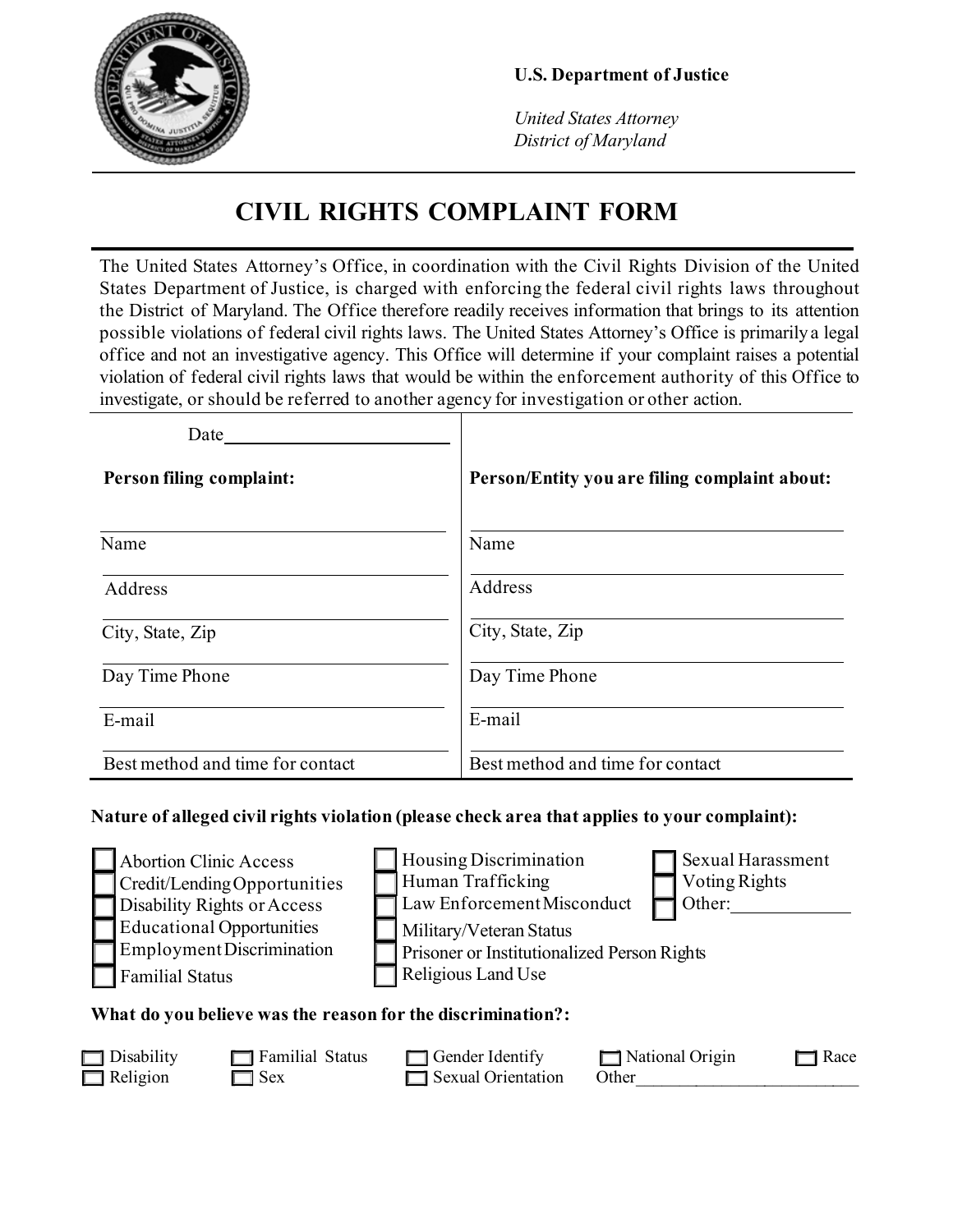**U.S. Department of Justice**

*United States Attorney*
*District of Maryland*

# CIVIL RIGHTS COMPLAINT FORM

The United States Attorney's Office, in coordination with the Civil Rights Division of the United States Department of Justice, is charged with enforcing the federal civil rights laws throughout the District of Maryland. The Office therefore readily receives information that brings to its attention possible violations of federal civil rights laws. The United States Attorney's Office is primarily a legal office and not an investigative agency. This Office will determine if your complaint raises a potential violation of federal civil rights laws that would be within the enforcement authority of this Office to investigate, or should be referred to another agency for investigation or other action.

Date\_\_\_\_\_\_\_\_\_\_\_\_\_\_\_\_\_\_\_\_\_\_\_\_

| **Person filing complaint:** | **Person/Entity you are filing complaint about:** |
|---|---|
| Name | Name |
| Address | Address |
| City, State, Zip | City, State, Zip |
| Day Time Phone | Day Time Phone |
| E-mail | E-mail |
| Best method and time for contact | Best method and time for contact |

**Nature of alleged civil rights violation (please check area that applies to your complaint):**

- ☐ Abortion Clinic Access
- ☐ Credit/Lending Opportunities
- ☐ Disability Rights or Access
- ☐ Educational Opportunities
- ☐ Employment Discrimination
- ☐ Familial Status
- ☐ Housing Discrimination
- ☐ Human Trafficking
- ☐ Law Enforcement Misconduct
- ☐ Military/Veteran Status
- ☐ Prisoner or Institutionalized Person Rights
- ☐ Religious Land Use
- ☐ Sexual Harassment
- ☐ Voting Rights
- ☐ Other:\_\_\_\_\_\_\_\_\_\_\_\_\_

**What do you believe was the reason for the discrimination?:**

- ☐ Disability
- ☐ Familial Status
- ☐ Gender Identify
- ☐ National Origin
- ☐ Race
- ☐ Religion
- ☐ Sex
- ☐ Sexual Orientation
- Other\_\_\_\_\_\_\_\_\_\_\_\_\_\_\_\_\_\_\_\_\_\_\_\_\_\_\_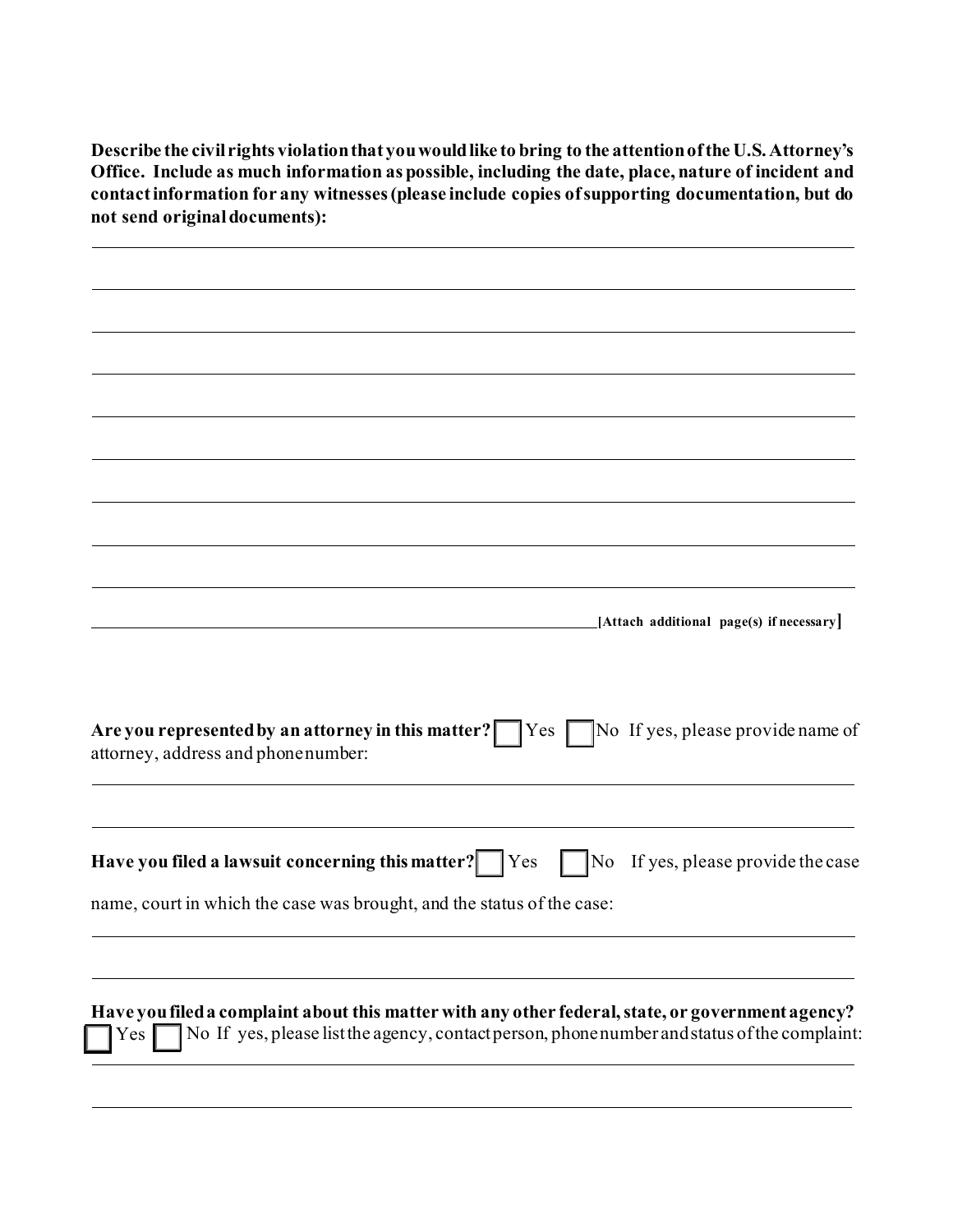**Describe the civil rights violation that you would like to bring to the attention of the U.S. Attorney's Office. Include as much information as possible, including the date, place, nature of incident and contact information for any witnesses (please include copies of supporting documentation, but do not send original documents):**

______________________________________________________________________________

______________________________________________________________________________

______________________________________________________________________________

______________________________________________________________________________

______________________________________________________________________________

______________________________________________________________________________

______________________________________________________________________________

______________________________________________________________________________

______________________________________________________________________________

____________________________________________________________ **[Attach additional page(s) if necessary]**

**Are you represented by an attorney in this matter?** ☐ Yes ☐ No If yes, please provide name of attorney, address and phone number:

______________________________________________________________________________

______________________________________________________________________________

**Have you filed a lawsuit concerning this matter?** ☐ Yes ☐ No If yes, please provide the case name, court in which the case was brought, and the status of the case:

______________________________________________________________________________

______________________________________________________________________________

**Have you filed a complaint about this matter with any other federal, state, or government agency?**
☐ Yes ☐ No If yes, please list the agency, contact person, phone number and status of the complaint:

______________________________________________________________________________

______________________________________________________________________________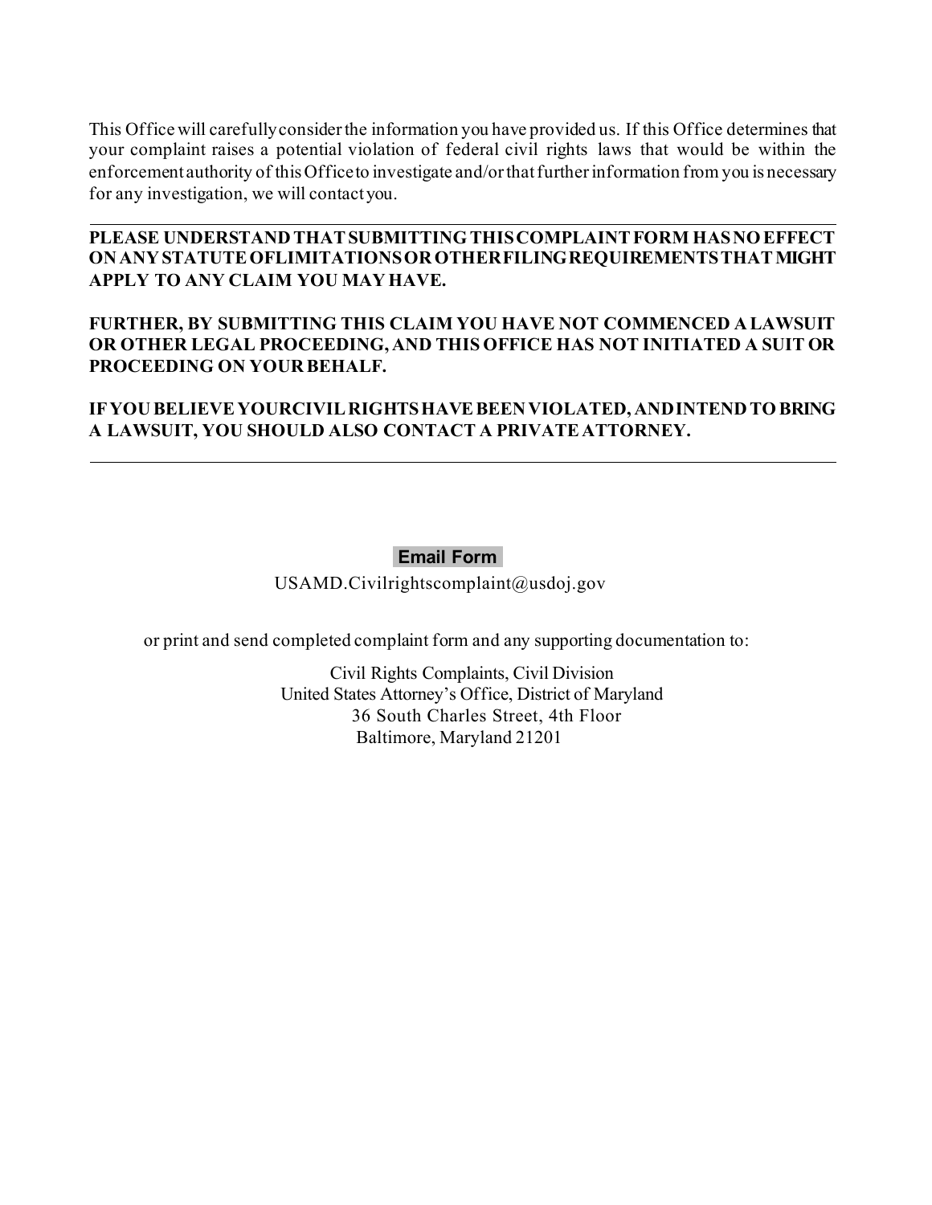This Office will carefully consider the information you have provided us. If this Office determines that your complaint raises a potential violation of federal civil rights laws that would be within the enforcement authority of this Office to investigate and/or that further information from you is necessary for any investigation, we will contact you.

---

**PLEASE UNDERSTAND THAT SUBMITTING THIS COMPLAINT FORM HAS NO EFFECT ON ANY STATUTE OF LIMITATIONS OR OTHER FILING REQUIREMENTS THAT MIGHT APPLY TO ANY CLAIM YOU MAY HAVE.**

**FURTHER, BY SUBMITTING THIS CLAIM YOU HAVE NOT COMMENCED A LAWSUIT OR OTHER LEGAL PROCEEDING, AND THIS OFFICE HAS NOT INITIATED A SUIT OR PROCEEDING ON YOUR BEHALF.**

**IF YOU BELIEVE YOUR CIVIL RIGHTS HAVE BEEN VIOLATED, AND INTEND TO BRING A LAWSUIT, YOU SHOULD ALSO CONTACT A PRIVATE ATTORNEY.**

---

**Email Form**

USAMD.Civilrightscomplaint@usdoj.gov

or print and send completed complaint form and any supporting documentation to:

Civil Rights Complaints, Civil Division
United States Attorney's Office, District of Maryland
36 South Charles Street, 4th Floor
Baltimore, Maryland 21201